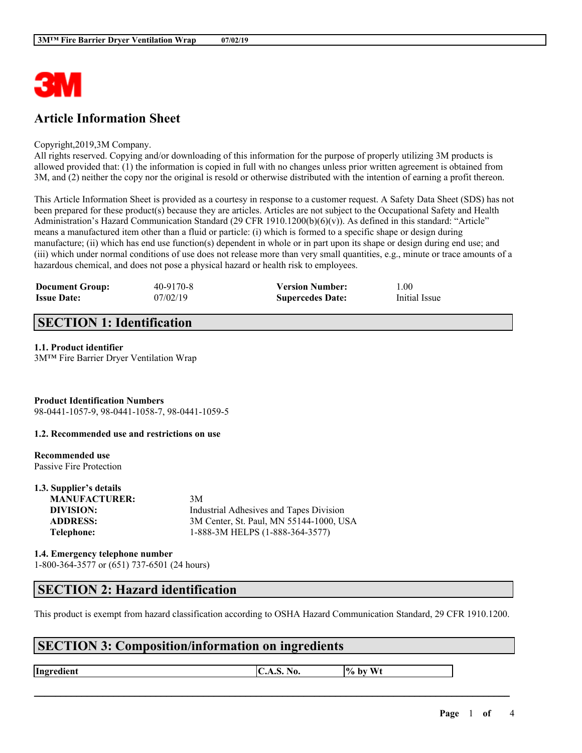# Article Information Sheet

Copyright,2019,3M Company.
All rights reserved. Copying and/or downloading of this information for the purpose of properly utilizing 3M products is allowed provided that: (1) the information is copied in full with no changes unless prior written agreement is obtained from 3M, and (2) neither the copy nor the original is resold or otherwise distributed with the intention of earning a profit thereon.

This Article Information Sheet is provided as a courtesy in response to a customer request. A Safety Data Sheet (SDS) has not been prepared for these product(s) because they are articles. Articles are not subject to the Occupational Safety and Health Administration's Hazard Communication Standard (29 CFR 1910.1200(b)(6)(v)). As defined in this standard: "Article" means a manufactured item other than a fluid or particle: (i) which is formed to a specific shape or design during manufacture; (ii) which has end use function(s) dependent in whole or in part upon its shape or design during end use; and (iii) which under normal conditions of use does not release more than very small quantities, e.g., minute or trace amounts of a hazardous chemical, and does not pose a physical hazard or health risk to employees.

| **Document Group:** | 40-9170-8 | **Version Number:** | 1.00 |
|---|---|---|---|
| **Issue Date:** | 07/02/19 | **Supercedes Date:** | Initial Issue |

## SECTION 1: Identification

**1.1. Product identifier**
3M™ Fire Barrier Dryer Ventilation Wrap

**Product Identification Numbers**
98-0441-1057-9, 98-0441-1058-7, 98-0441-1059-5

**1.2. Recommended use and restrictions on use**

**Recommended use**
Passive Fire Protection

**1.3. Supplier's details**

| | |
|---|---|
| **MANUFACTURER:** | 3M |
| **DIVISION:** | Industrial Adhesives and Tapes Division |
| **ADDRESS:** | 3M Center, St. Paul, MN 55144-1000, USA |
| **Telephone:** | 1-888-3M HELPS (1-888-364-3577) |

**1.4. Emergency telephone number**
1-800-364-3577 or (651) 737-6501 (24 hours)

## SECTION 2: Hazard identification

This product is exempt from hazard classification according to OSHA Hazard Communication Standard, 29 CFR 1910.1200.

## SECTION 3: Composition/information on ingredients

| Ingredient | C.A.S. No. | % by Wt |
|---|---|---|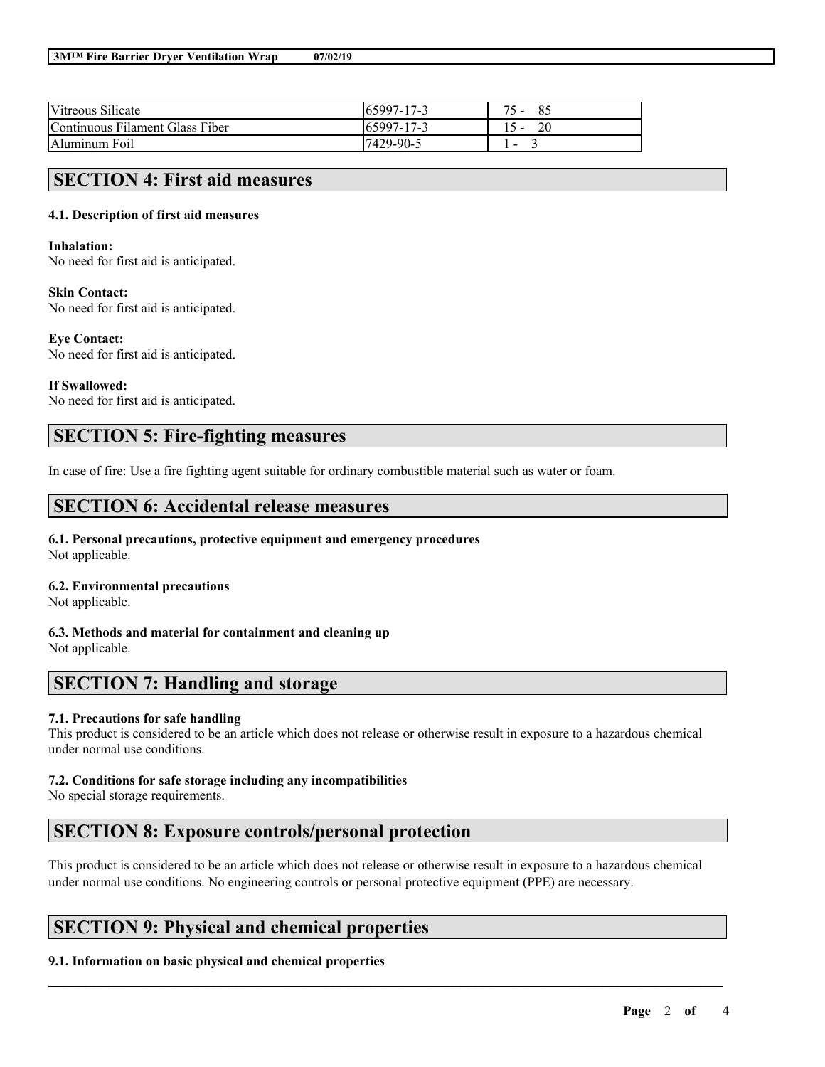| Vitreous Silicate | 65997-17-3 | 75 - 85 |
|---|---|---|
| Continuous Filament Glass Fiber | 65997-17-3 | 15 - 20 |
| Aluminum Foil | 7429-90-5 | 1 - 3 |

## SECTION 4: First aid measures

### 4.1. Description of first aid measures

**Inhalation:**
No need for first aid is anticipated.

**Skin Contact:**
No need for first aid is anticipated.

**Eye Contact:**
No need for first aid is anticipated.

**If Swallowed:**
No need for first aid is anticipated.

## SECTION 5: Fire-fighting measures

In case of fire: Use a fire fighting agent suitable for ordinary combustible material such as water or foam.

## SECTION 6: Accidental release measures

### 6.1. Personal precautions, protective equipment and emergency procedures
Not applicable.

### 6.2. Environmental precautions
Not applicable.

### 6.3. Methods and material for containment and cleaning up
Not applicable.

## SECTION 7: Handling and storage

### 7.1. Precautions for safe handling
This product is considered to be an article which does not release or otherwise result in exposure to a hazardous chemical under normal use conditions.

### 7.2. Conditions for safe storage including any incompatibilities
No special storage requirements.

## SECTION 8: Exposure controls/personal protection

This product is considered to be an article which does not release or otherwise result in exposure to a hazardous chemical under normal use conditions. No engineering controls or personal protective equipment (PPE) are necessary.

## SECTION 9: Physical and chemical properties

### 9.1. Information on basic physical and chemical properties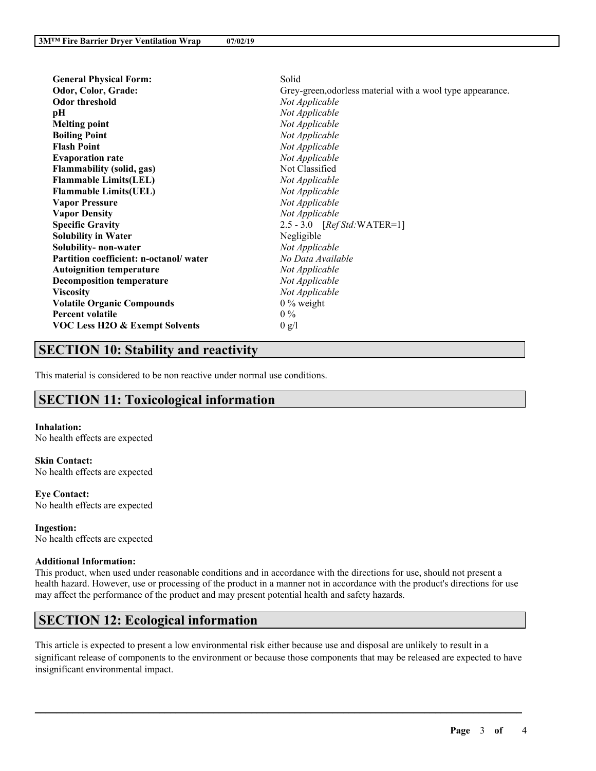| | |
|---|---|
| **General Physical Form:** | Solid |
| **Odor, Color, Grade:** | Grey-green,odorless material with a wool type appearance. |
| **Odor threshold** | *Not Applicable* |
| **pH** | *Not Applicable* |
| **Melting point** | *Not Applicable* |
| **Boiling Point** | *Not Applicable* |
| **Flash Point** | *Not Applicable* |
| **Evaporation rate** | *Not Applicable* |
| **Flammability (solid, gas)** | Not Classified |
| **Flammable Limits(LEL)** | *Not Applicable* |
| **Flammable Limits(UEL)** | *Not Applicable* |
| **Vapor Pressure** | *Not Applicable* |
| **Vapor Density** | *Not Applicable* |
| **Specific Gravity** | 2.5 - 3.0 [*Ref Std:*WATER=1] |
| **Solubility in Water** | Negligible |
| **Solubility- non-water** | *Not Applicable* |
| **Partition coefficient: n-octanol/ water** | *No Data Available* |
| **Autoignition temperature** | *Not Applicable* |
| **Decomposition temperature** | *Not Applicable* |
| **Viscosity** | *Not Applicable* |
| **Volatile Organic Compounds** | 0 % weight |
| **Percent volatile** | 0 % |
| **VOC Less H2O & Exempt Solvents** | 0 g/l |

## SECTION 10: Stability and reactivity

This material is considered to be non reactive under normal use conditions.

## SECTION 11: Toxicological information

**Inhalation:**
No health effects are expected

**Skin Contact:**
No health effects are expected

**Eye Contact:**
No health effects are expected

**Ingestion:**
No health effects are expected

**Additional Information:**
This product, when used under reasonable conditions and in accordance with the directions for use, should not present a health hazard. However, use or processing of the product in a manner not in accordance with the product's directions for use may affect the performance of the product and may present potential health and safety hazards.

## SECTION 12: Ecological information

This article is expected to present a low environmental risk either because use and disposal are unlikely to result in a significant release of components to the environment or because those components that may be released are expected to have insignificant environmental impact.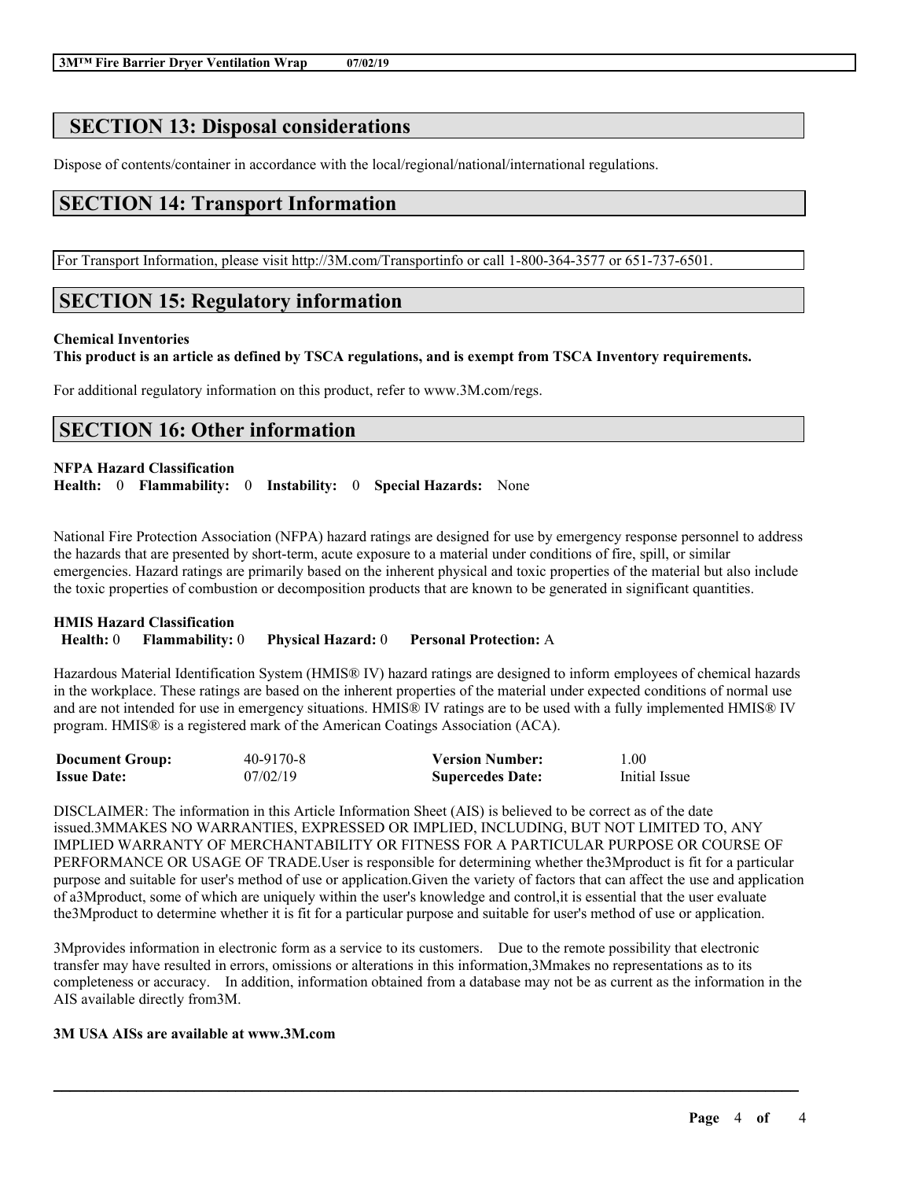## SECTION 13: Disposal considerations

Dispose of contents/container in accordance with the local/regional/national/international regulations.

## SECTION 14: Transport Information

For Transport Information, please visit http://3M.com/Transportinfo or call 1-800-364-3577 or 651-737-6501.

## SECTION 15: Regulatory information

**Chemical Inventories**

**This product is an article as defined by TSCA regulations, and is exempt from TSCA Inventory requirements.**

For additional regulatory information on this product, refer to www.3M.com/regs.

## SECTION 16: Other information

**NFPA Hazard Classification**

**Health:** 0 **Flammability:** 0 **Instability:** 0 **Special Hazards:** None

National Fire Protection Association (NFPA) hazard ratings are designed for use by emergency response personnel to address the hazards that are presented by short-term, acute exposure to a material under conditions of fire, spill, or similar emergencies. Hazard ratings are primarily based on the inherent physical and toxic properties of the material but also include the toxic properties of combustion or decomposition products that are known to be generated in significant quantities.

**HMIS Hazard Classification**

**Health:** 0 **Flammability:** 0 **Physical Hazard:** 0 **Personal Protection:** A

Hazardous Material Identification System (HMIS® IV) hazard ratings are designed to inform employees of chemical hazards in the workplace. These ratings are based on the inherent properties of the material under expected conditions of normal use and are not intended for use in emergency situations. HMIS® IV ratings are to be used with a fully implemented HMIS® IV program. HMIS® is a registered mark of the American Coatings Association (ACA).

| | | | |
|---|---|---|---|
| **Document Group:** | 40-9170-8 | **Version Number:** | 1.00 |
| **Issue Date:** | 07/02/19 | **Supercedes Date:** | Initial Issue |

DISCLAIMER: The information in this Article Information Sheet (AIS) is believed to be correct as of the date issued.3MMAKES NO WARRANTIES, EXPRESSED OR IMPLIED, INCLUDING, BUT NOT LIMITED TO, ANY IMPLIED WARRANTY OF MERCHANTABILITY OR FITNESS FOR A PARTICULAR PURPOSE OR COURSE OF PERFORMANCE OR USAGE OF TRADE.User is responsible for determining whether the3Mproduct is fit for a particular purpose and suitable for user's method of use or application.Given the variety of factors that can affect the use and application of a3Mproduct, some of which are uniquely within the user's knowledge and control,it is essential that the user evaluate the3Mproduct to determine whether it is fit for a particular purpose and suitable for user's method of use or application.

3Mprovides information in electronic form as a service to its customers. Due to the remote possibility that electronic transfer may have resulted in errors, omissions or alterations in this information,3Mmakes no representations as to its completeness or accuracy. In addition, information obtained from a database may not be as current as the information in the AIS available directly from3M.

**3M USA AISs are available at www.3M.com**